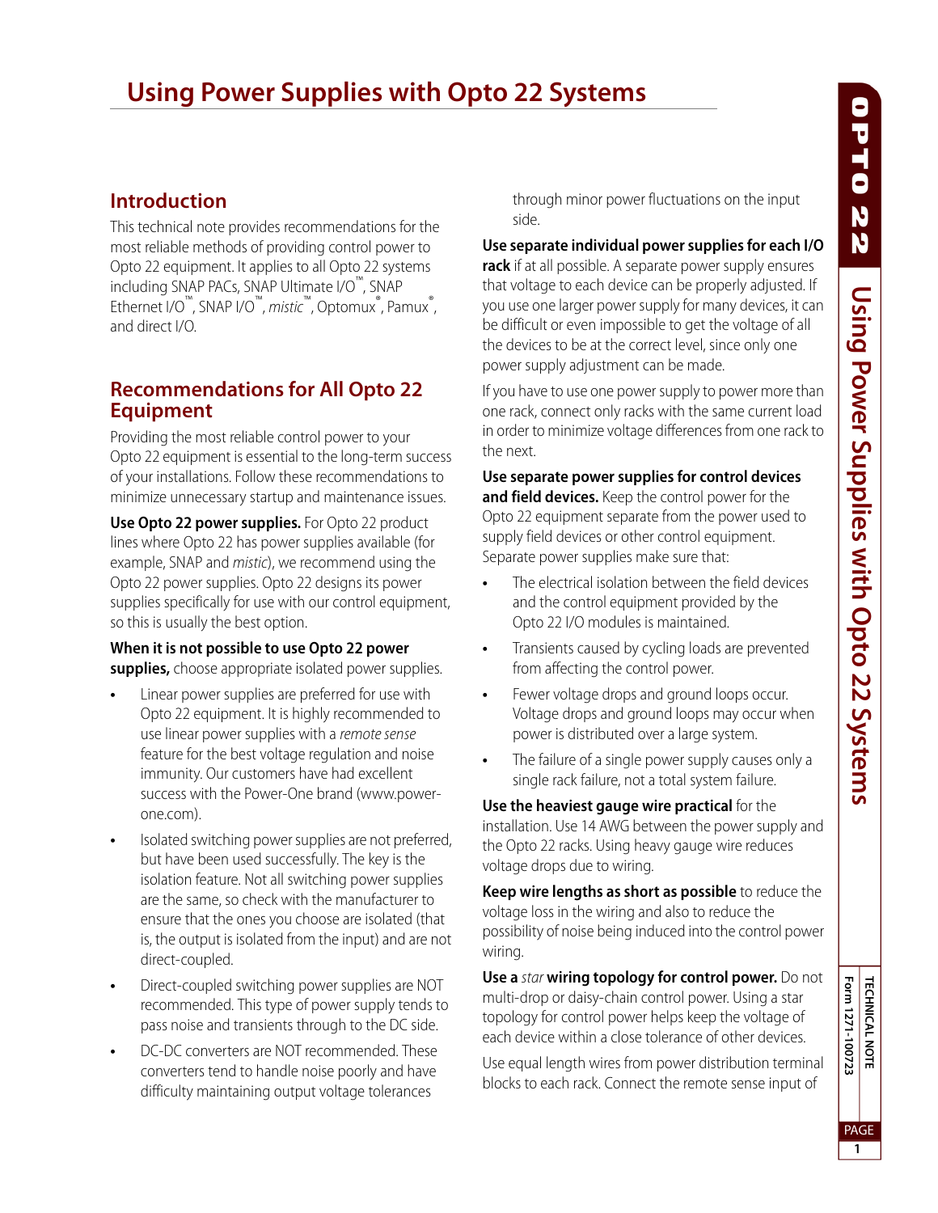# Using Power Supplies with Opto 22 Systems

## Introduction

This technical note provides recommendations for the most reliable methods of providing control power to Opto 22 equipment. It applies to all Opto 22 systems including SNAP PACs, SNAP Ultimate I/O™, SNAP Ethernet I/O™, SNAP I/O™, *mistic*™, Optomux®, Pamux®, and direct I/O.

## Recommendations for All Opto 22 Equipment

Providing the most reliable control power to your Opto 22 equipment is essential to the long-term success of your installations. Follow these recommendations to minimize unnecessary startup and maintenance issues.

**Use Opto 22 power supplies.** For Opto 22 product lines where Opto 22 has power supplies available (for example, SNAP and *mistic*), we recommend using the Opto 22 power supplies. Opto 22 designs its power supplies specifically for use with our control equipment, so this is usually the best option.

**When it is not possible to use Opto 22 power supplies,** choose appropriate isolated power supplies.

- Linear power supplies are preferred for use with Opto 22 equipment. It is highly recommended to use linear power supplies with a *remote sense* feature for the best voltage regulation and noise immunity. Our customers have had excellent success with the Power-One brand (www.power-one.com).
- Isolated switching power supplies are not preferred, but have been used successfully. The key is the isolation feature. Not all switching power supplies are the same, so check with the manufacturer to ensure that the ones you choose are isolated (that is, the output is isolated from the input) and are not direct-coupled.
- Direct-coupled switching power supplies are NOT recommended. This type of power supply tends to pass noise and transients through to the DC side.
- DC-DC converters are NOT recommended. These converters tend to handle noise poorly and have difficulty maintaining output voltage tolerances through minor power fluctuations on the input side.

**Use separate individual power supplies for each I/O rack** if at all possible. A separate power supply ensures that voltage to each device can be properly adjusted. If you use one larger power supply for many devices, it can be difficult or even impossible to get the voltage of all the devices to be at the correct level, since only one power supply adjustment can be made.

If you have to use one power supply to power more than one rack, connect only racks with the same current load in order to minimize voltage differences from one rack to the next.

**Use separate power supplies for control devices and field devices.** Keep the control power for the Opto 22 equipment separate from the power used to supply field devices or other control equipment. Separate power supplies make sure that:

- The electrical isolation between the field devices and the control equipment provided by the Opto 22 I/O modules is maintained.
- Transients caused by cycling loads are prevented from affecting the control power.
- Fewer voltage drops and ground loops occur. Voltage drops and ground loops may occur when power is distributed over a large system.
- The failure of a single power supply causes only a single rack failure, not a total system failure.

**Use the heaviest gauge wire practical** for the installation. Use 14 AWG between the power supply and the Opto 22 racks. Using heavy gauge wire reduces voltage drops due to wiring.

**Keep wire lengths as short as possible** to reduce the voltage loss in the wiring and also to reduce the possibility of noise being induced into the control power wiring.

**Use a *star* wiring topology for control power.** Do not multi-drop or daisy-chain control power. Using a star topology for control power helps keep the voltage of each device within a close tolerance of other devices.

Use equal length wires from power distribution terminal blocks to each rack. Connect the remote sense input of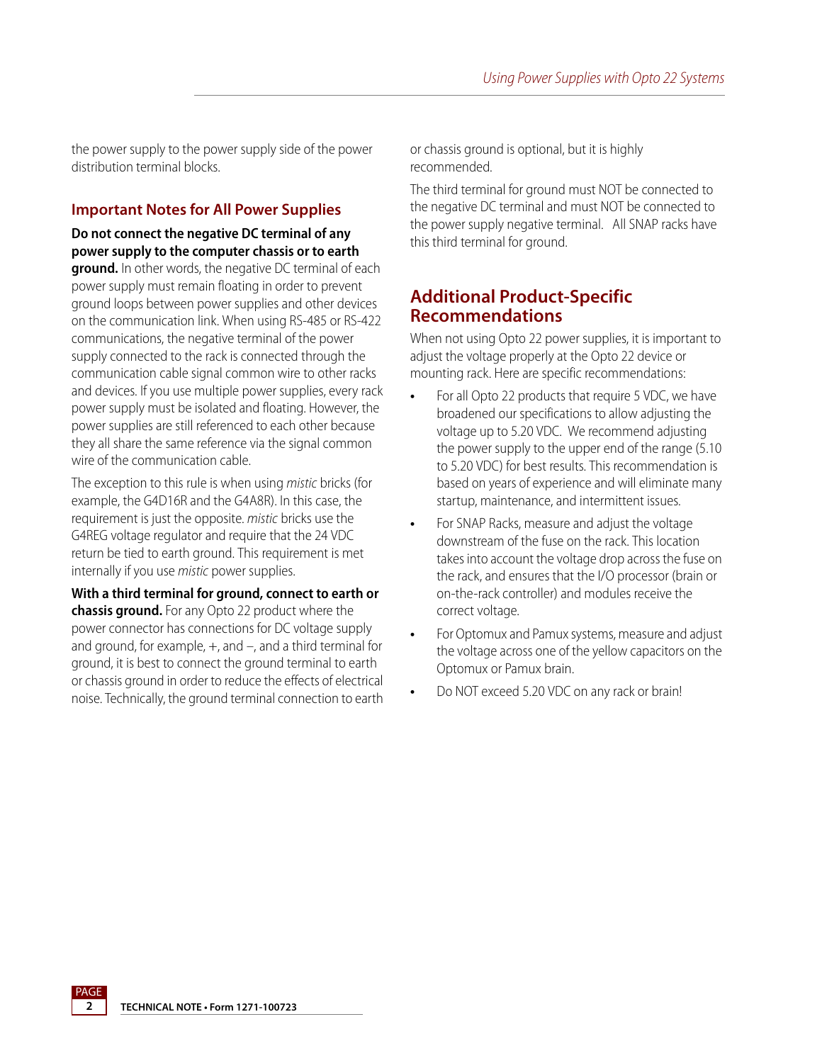the power supply to the power supply side of the power distribution terminal blocks.

## Important Notes for All Power Supplies

**Do not connect the negative DC terminal of any power supply to the computer chassis or to earth ground.** In other words, the negative DC terminal of each power supply must remain floating in order to prevent ground loops between power supplies and other devices on the communication link. When using RS-485 or RS-422 communications, the negative terminal of the power supply connected to the rack is connected through the communication cable signal common wire to other racks and devices. If you use multiple power supplies, every rack power supply must be isolated and floating. However, the power supplies are still referenced to each other because they all share the same reference via the signal common wire of the communication cable.

The exception to this rule is when using *mistic* bricks (for example, the G4D16R and the G4A8R). In this case, the requirement is just the opposite. *mistic* bricks use the G4REG voltage regulator and require that the 24 VDC return be tied to earth ground. This requirement is met internally if you use *mistic* power supplies.

**With a third terminal for ground, connect to earth or chassis ground.** For any Opto 22 product where the power connector has connections for DC voltage supply and ground, for example, +, and –, and a third terminal for ground, it is best to connect the ground terminal to earth or chassis ground in order to reduce the effects of electrical noise. Technically, the ground terminal connection to earth or chassis ground is optional, but it is highly recommended.

The third terminal for ground must NOT be connected to the negative DC terminal and must NOT be connected to the power supply negative terminal. All SNAP racks have this third terminal for ground.

## Additional Product-Specific Recommendations

When not using Opto 22 power supplies, it is important to adjust the voltage properly at the Opto 22 device or mounting rack. Here are specific recommendations:

- For all Opto 22 products that require 5 VDC, we have broadened our specifications to allow adjusting the voltage up to 5.20 VDC. We recommend adjusting the power supply to the upper end of the range (5.10 to 5.20 VDC) for best results. This recommendation is based on years of experience and will eliminate many startup, maintenance, and intermittent issues.
- For SNAP Racks, measure and adjust the voltage downstream of the fuse on the rack. This location takes into account the voltage drop across the fuse on the rack, and ensures that the I/O processor (brain or on-the-rack controller) and modules receive the correct voltage.
- For Optomux and Pamux systems, measure and adjust the voltage across one of the yellow capacitors on the Optomux or Pamux brain.
- Do NOT exceed 5.20 VDC on any rack or brain!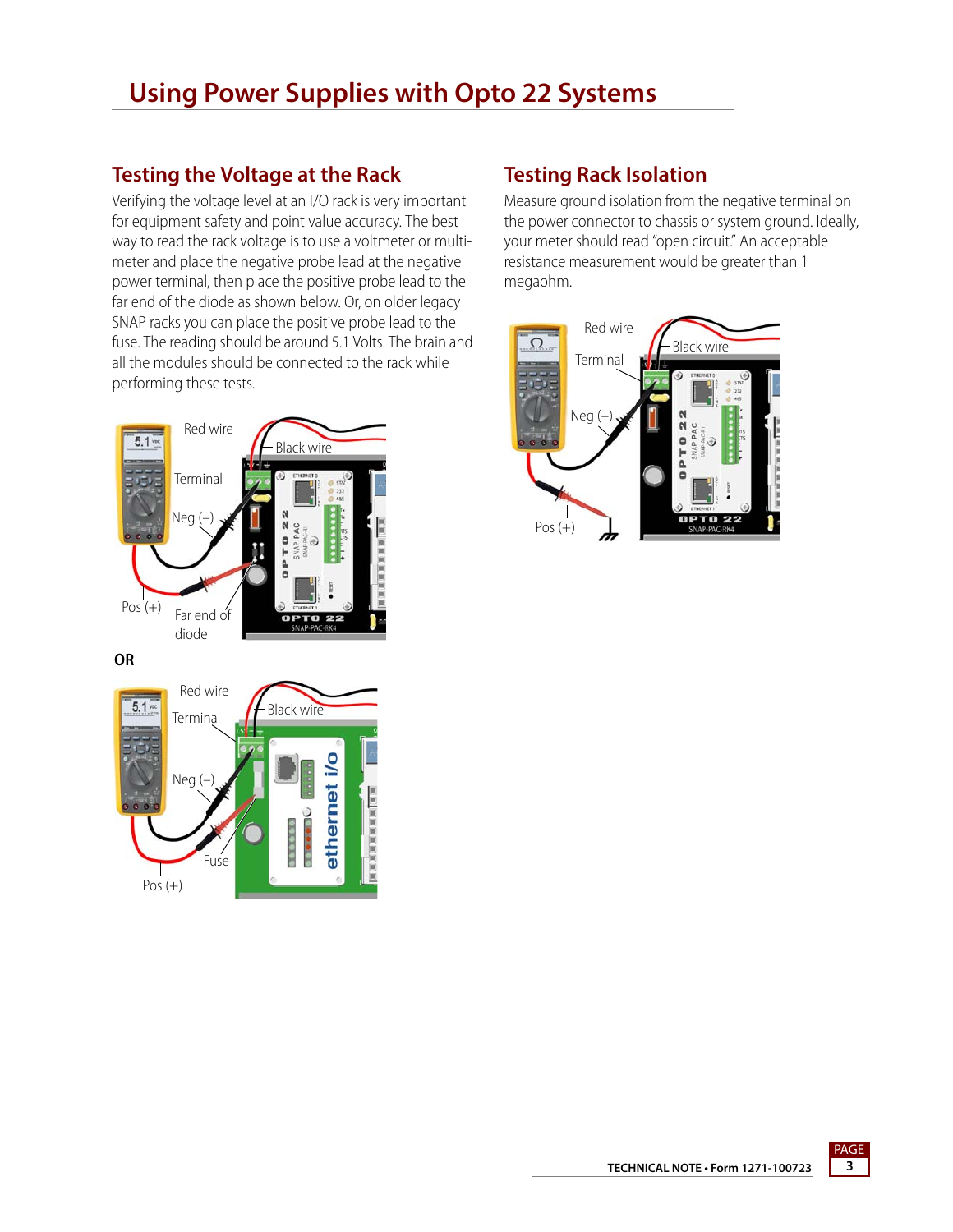# Using Power Supplies with Opto 22 Systems

## Testing the Voltage at the Rack

Verifying the voltage level at an I/O rack is very important for equipment safety and point value accuracy. The best way to read the rack voltage is to use a voltmeter or multimeter and place the negative probe lead at the negative power terminal, then place the positive probe lead to the far end of the diode as shown below. Or, on older legacy SNAP racks you can place the positive probe lead to the fuse. The reading should be around 5.1 Volts. The brain and all the modules should be connected to the rack while performing these tests.

Red wire
Black wire
Terminal
Neg (–)
Pos (+)
Far end of diode

**OR**

Red wire
Black wire
Terminal
Neg (–)
Fuse
Pos (+)

## Testing Rack Isolation

Measure ground isolation from the negative terminal on the power connector to chassis or system ground. Ideally, your meter should read "open circuit." An acceptable resistance measurement would be greater than 1 megaohm.

Red wire
Black wire
Terminal
Neg (–)
Pos (+)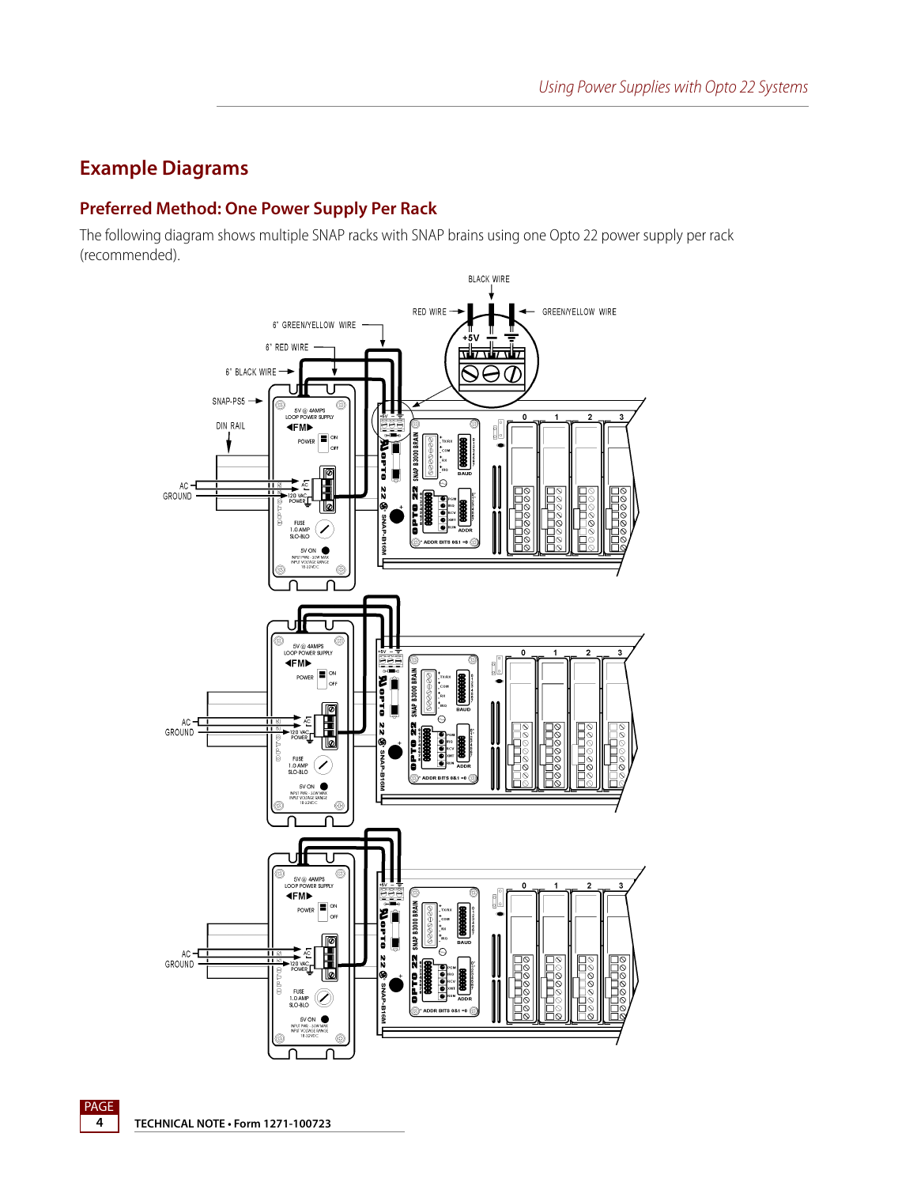## Example Diagrams

### Preferred Method: One Power Supply Per Rack

The following diagram shows multiple SNAP racks with SNAP brains using one Opto 22 power supply per rack (recommended).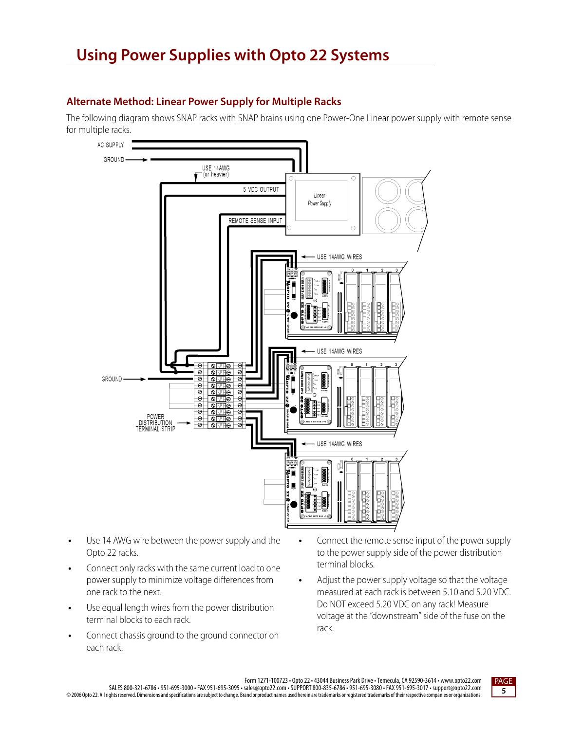# Using Power Supplies with Opto 22 Systems

## Alternate Method: Linear Power Supply for Multiple Racks

The following diagram shows SNAP racks with SNAP brains using one Power-One Linear power supply with remote sense for multiple racks.

AC SUPPLY
GROUND
USE 14AWG (or heavier)
5 VDC OUTPUT
REMOTE SENSE INPUT
Linear Power Supply
USE 14AWG WIRES
USE 14AWG WIRES
USE 14AWG WIRES
GROUND
POWER DISTRIBUTION TERMINAL STRIP

- Use 14 AWG wire between the power supply and the Opto 22 racks.
- Connect only racks with the same current load to one power supply to minimize voltage differences from one rack to the next.
- Use equal length wires from the power distribution terminal blocks to each rack.
- Connect chassis ground to the ground connector on each rack.
- Connect the remote sense input of the power supply to the power supply side of the power distribution terminal blocks.
- Adjust the power supply voltage so that the voltage measured at each rack is between 5.10 and 5.20 VDC. Do NOT exceed 5.20 VDC on any rack! Measure voltage at the “downstream” side of the fuse on the rack.

Form 1271-100723 • Opto 22 • 43044 Business Park Drive • Temecula, CA 92590-3614 • www.opto22.com
SALES 800-321-6786 • 951-695-3000 • FAX 951-695-3095 • sales@opto22.com • SUPPORT 800-835-6786 • 951-695-3080 • FAX 951-695-3017 • support@opto22.com
© 2006 Opto 22. All rights reserved. Dimensions and specifications are subject to change. Brand or product names used herein are trademarks or registered trademarks of their respective companies or organizations.